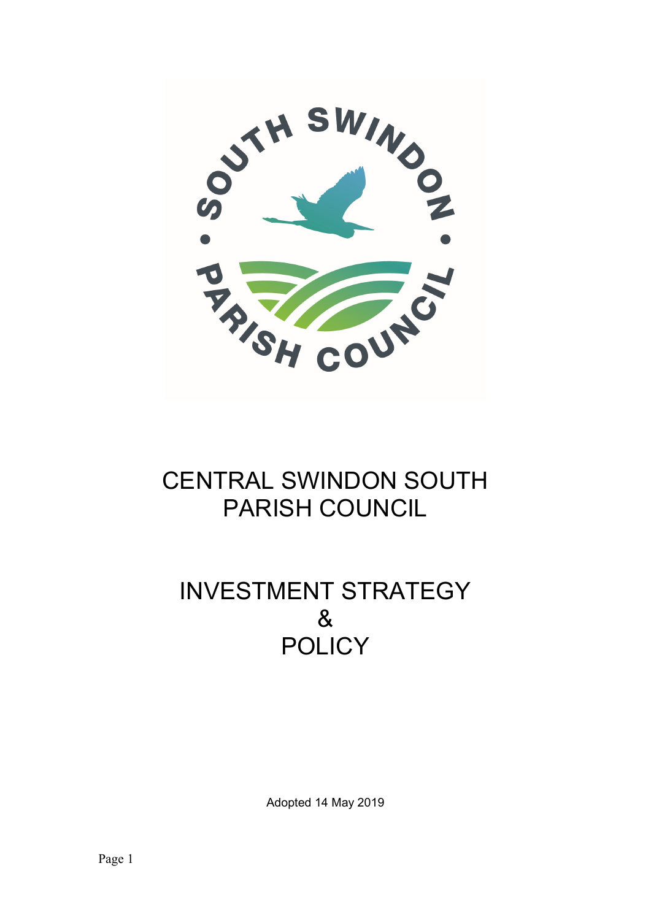# CENTRAL SWINDON SOUTH PARISH COUNCIL

# INVESTMENT STRATEGY & POLICY

Adopted 14 May 2019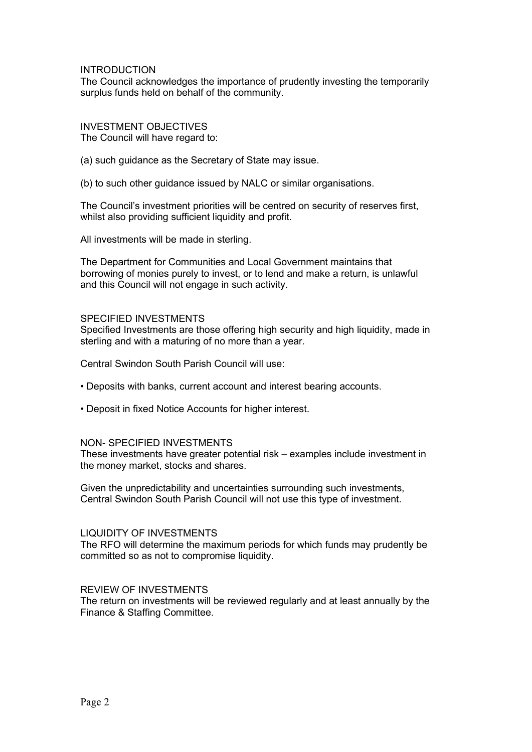## INTRODUCTION

The Council acknowledges the importance of prudently investing the temporarily surplus funds held on behalf of the community.

## INVESTMENT OBJECTIVES

The Council will have regard to:

(a) such guidance as the Secretary of State may issue.

(b) to such other guidance issued by NALC or similar organisations.

The Council's investment priorities will be centred on security of reserves first, whilst also providing sufficient liquidity and profit.

All investments will be made in sterling.

The Department for Communities and Local Government maintains that borrowing of monies purely to invest, or to lend and make a return, is unlawful and this Council will not engage in such activity.

## SPECIFIED INVESTMENTS

Specified Investments are those offering high security and high liquidity, made in sterling and with a maturing of no more than a year.

Central Swindon South Parish Council will use:

- Deposits with banks, current account and interest bearing accounts.
- Deposit in fixed Notice Accounts for higher interest.

## NON- SPECIFIED INVESTMENTS

These investments have greater potential risk – examples include investment in the money market, stocks and shares.

Given the unpredictability and uncertainties surrounding such investments, Central Swindon South Parish Council will not use this type of investment.

## LIQUIDITY OF INVESTMENTS

The RFO will determine the maximum periods for which funds may prudently be committed so as not to compromise liquidity.

## REVIEW OF INVESTMENTS

The return on investments will be reviewed regularly and at least annually by the Finance & Staffing Committee.